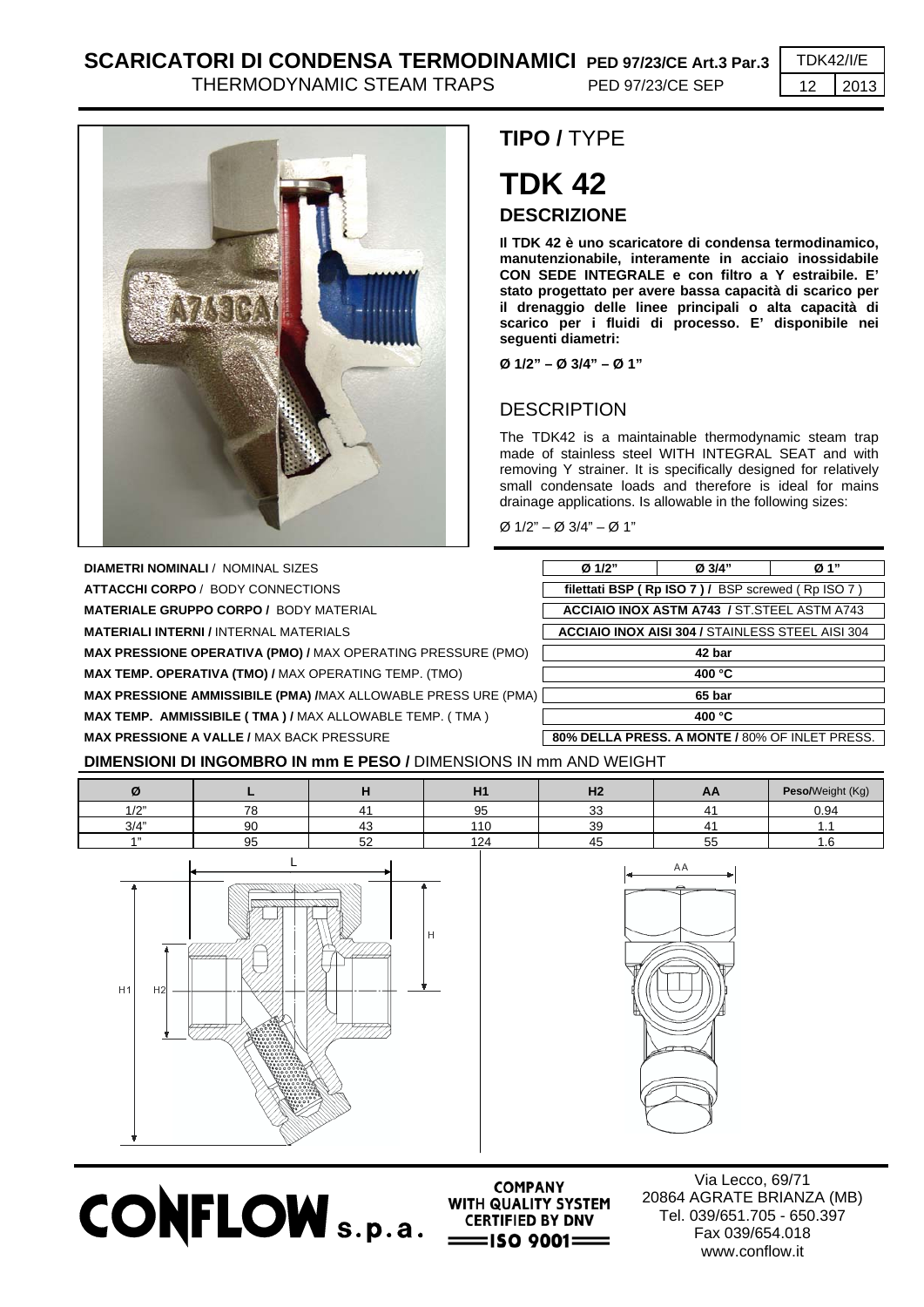# SCARICATORI DI CONDENSA TERMODINAMICI PED 97/23/CE Art.3 Par.3

THERMODYNAMIC STEAM TRAPS PED 97/23/CE SEP

TDK42/I/E 12 2013

## TIPO / TYPE

# TDK 42

### DESCRIZIONE

**Il TDK 42 è uno scaricatore di condensa termodinamico, manutenzionabile, interamente in acciaio inossidabile CON SEDE INTEGRALE e con filtro a Y estraibile. E' stato progettato per avere bassa capacità di scarico per il drenaggio delle linee principali o alta capacità di scarico per i fluidi di processo. E' disponibile nei seguenti diametri:**

**Ø 1/2" – Ø 3/4" – Ø 1"**

### DESCRIPTION

The TDK42 is a maintainable thermodynamic steam trap made of stainless steel WITH INTEGRAL SEAT and with removing Y strainer. It is specifically designed for relatively small condensate loads and therefore is ideal for mains drainage applications. Is allowable in the following sizes:

Ø 1/2" – Ø 3/4" – Ø 1"

| | | | |
|---|---|---|---|
| **DIAMETRI NOMINALI** / NOMINAL SIZES | **Ø 1/2"** | **Ø 3/4"** | **Ø 1"** |
| **ATTACCHI CORPO** / BODY CONNECTIONS | **filettati BSP ( Rp ISO 7 ) /** BSP screwed ( Rp ISO 7 ) | | |
| **MATERIALE GRUPPO CORPO /** BODY MATERIAL | **ACCIAIO INOX ASTM A743 /** ST.STEEL ASTM A743 | | |
| **MATERIALI INTERNI /** INTERNAL MATERIALS | **ACCIAIO INOX AISI 304 /** STAINLESS STEEL AISI 304 | | |
| **MAX PRESSIONE OPERATIVA (PMO) /** MAX OPERATING PRESSURE (PMO) | **42 bar** | | |
| **MAX TEMP. OPERATIVA (TMO) /** MAX OPERATING TEMP. (TMO) | **400 °C** | | |
| **MAX PRESSIONE AMMISSIBILE (PMA) /**MAX ALLOWABLE PRESS URE (PMA) | **65 bar** | | |
| **MAX TEMP. AMMISSIBILE ( TMA ) /** MAX ALLOWABLE TEMP. ( TMA ) | **400 °C** | | |
| **MAX PRESSIONE A VALLE /** MAX BACK PRESSURE | **80% DELLA PRESS. A MONTE /** 80% OF INLET PRESS. | | |

**DIMENSIONI DI INGOMBRO IN mm E PESO /** DIMENSIONS IN mm AND WEIGHT

| Ø | L | H | H1 | H2 | AA | **Peso/**Weight (Kg) |
|---|---|---|---|---|---|---|
| 1/2" | 78 | 41 | 95 | 33 | 41 | 0.94 |
| 3/4" | 90 | 43 | 110 | 39 | 41 | 1.1 |
| 1" | 95 | 52 | 124 | 45 | 55 | 1.6 |

**CONFLOW s.p.a.**

COMPANY WITH QUALITY SYSTEM CERTIFIED BY DNV ISO 9001

Via Lecco, 69/71
20864 AGRATE BRIANZA (MB)
Tel. 039/651.705 - 650.397
Fax 039/654.018
www.conflow.it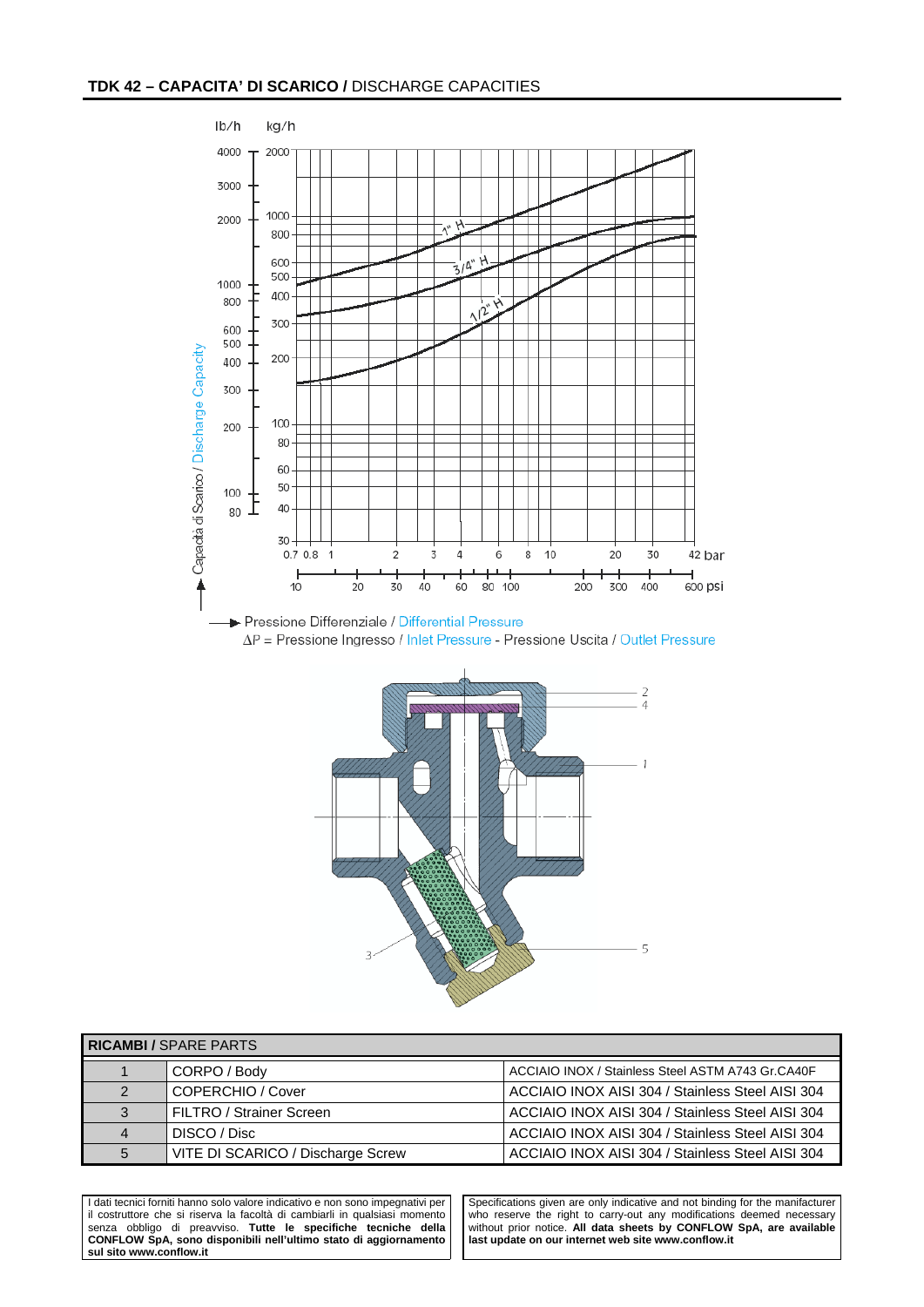## TDK 42 – CAPACITA' DI SCARICO / DISCHARGE CAPACITIES

Capacità di Scarico / Discharge Capacity

lb/h: 4000, 3000, 2000, 1000, 800, 600, 500, 400, 300, 200, 100, 80

kg/h: 2000, 1000, 800, 600, 500, 400, 300, 200, 100, 80, 60, 50, 40, 30

1" H, 3/4" H, 1/2" H

bar: 0.7, 0.8, 1, 2, 3, 4, 6, 8, 10, 20, 30, 42 bar

psi: 10, 20, 30, 40, 60, 80, 100, 200, 300, 400, 600 psi

Pressione Differenziale / Differential Pressure

ΔP = Pressione Ingresso / Inlet Pressure - Pressione Uscita / Outlet Pressure

| RICAMBI / SPARE PARTS | | |
|---|---|---|
| 1 | CORPO / Body | ACCIAIO INOX / Stainless Steel ASTM A743 Gr.CA40F |
| 2 | COPERCHIO / Cover | ACCIAIO INOX AISI 304 / Stainless Steel AISI 304 |
| 3 | FILTRO / Strainer Screen | ACCIAIO INOX AISI 304 / Stainless Steel AISI 304 |
| 4 | DISCO / Disc | ACCIAIO INOX AISI 304 / Stainless Steel AISI 304 |
| 5 | VITE DI SCARICO / Discharge Screw | ACCIAIO INOX AISI 304 / Stainless Steel AISI 304 |

I dati tecnici forniti hanno solo valore indicativo e non sono impegnativi per il costruttore che si riserva la facoltà di cambiarli in qualsiasi momento senza obbligo di preavviso. **Tutte le specifiche tecniche della CONFLOW SpA, sono disponibili nell'ultimo stato di aggiornamento sul sito www.conflow.it**

Specifications given are only indicative and not binding for the manifacturer who reserve the right to carry-out any modifications deemed necessary without prior notice. **All data sheets by CONFLOW SpA, are available last update on our internet web site www.conflow.it**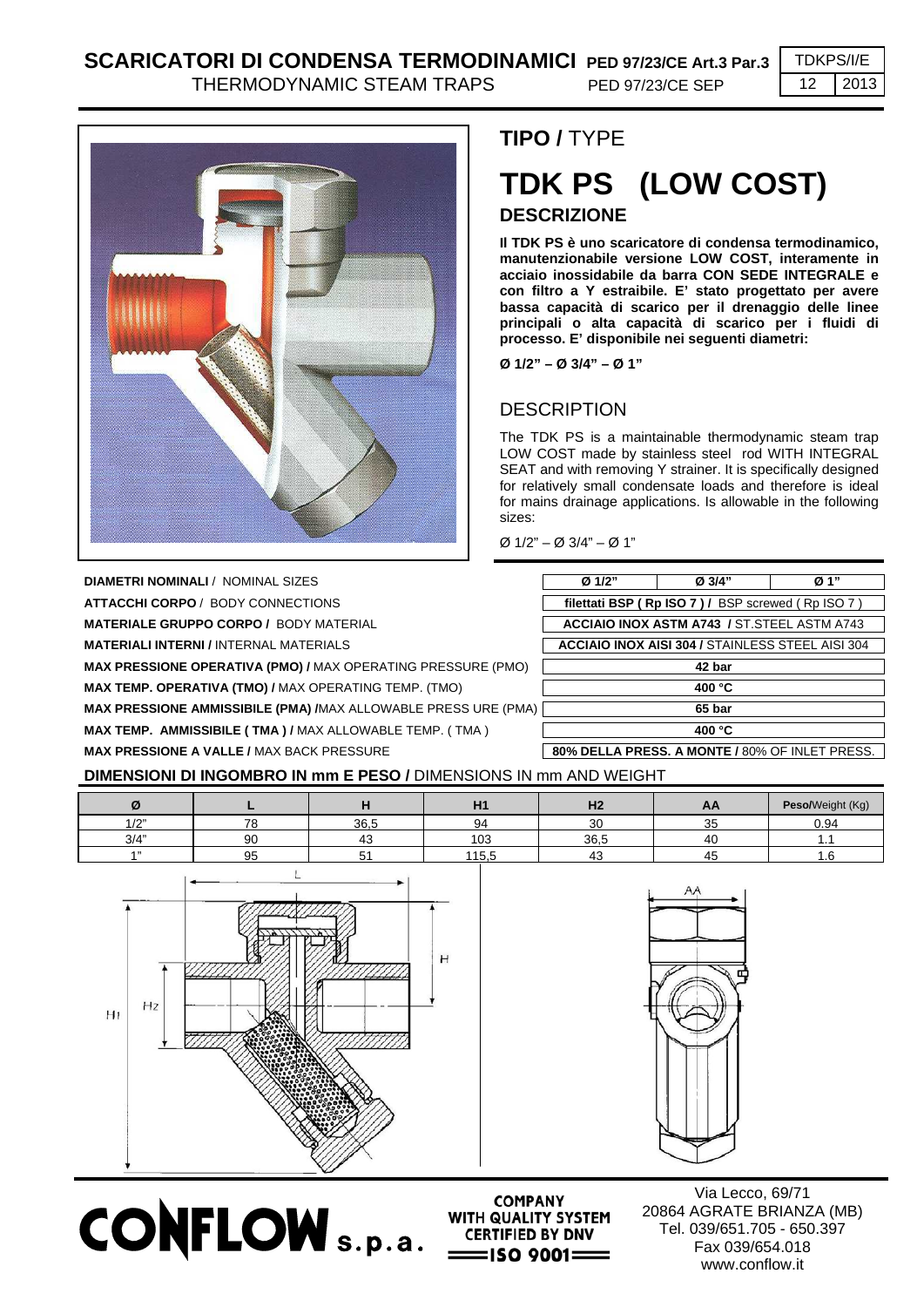# SCARICATORI DI CONDENSA TERMODINAMICI PED 97/23/CE Art.3 Par.3

THERMODYNAMIC STEAM TRAPS PED 97/23/CE SEP

TDKPS/I/E 12 2013

## TIPO / TYPE

# TDK PS (LOW COST)

### DESCRIZIONE

**Il TDK PS è uno scaricatore di condensa termodinamico, manutenzionabile versione LOW COST, interamente in acciaio inossidabile da barra CON SEDE INTEGRALE e con filtro a Y estraibile. E' stato progettato per avere bassa capacità di scarico per il drenaggio delle linee principali o alta capacità di scarico per i fluidi di processo. E' disponibile nei seguenti diametri:**

**Ø 1/2" – Ø 3/4" – Ø 1"**

### DESCRIPTION

The TDK PS is a maintainable thermodynamic steam trap LOW COST made by stainless steel rod WITH INTEGRAL SEAT and with removing Y strainer. It is specifically designed for relatively small condensate loads and therefore is ideal for mains drainage applications. Is allowable in the following sizes:

Ø 1/2" – Ø 3/4" – Ø 1"

| | Ø 1/2" | Ø 3/4" | Ø 1" |
|---|---|---|---|
| **DIAMETRI NOMINALI** / NOMINAL SIZES | Ø 1/2" | Ø 3/4" | Ø 1" |
| **ATTACCHI CORPO** / BODY CONNECTIONS | **filettati BSP ( Rp ISO 7 ) /** BSP screwed ( Rp ISO 7 ) | | |
| **MATERIALE GRUPPO CORPO /** BODY MATERIAL | **ACCIAIO INOX ASTM A743 /** ST.STEEL ASTM A743 | | |
| **MATERIALI INTERNI /** INTERNAL MATERIALS | **ACCIAIO INOX AISI 304 /** STAINLESS STEEL AISI 304 | | |
| **MAX PRESSIONE OPERATIVA (PMO) /** MAX OPERATING PRESSURE (PMO) | **42 bar** | | |
| **MAX TEMP. OPERATIVA (TMO) /** MAX OPERATING TEMP. (TMO) | **400 °C** | | |
| **MAX PRESSIONE AMMISSIBILE (PMA) /** MAX ALLOWABLE PRESS URE (PMA) | **65 bar** | | |
| **MAX TEMP. AMMISSIBILE ( TMA ) /** MAX ALLOWABLE TEMP. ( TMA ) | **400 °C** | | |
| **MAX PRESSIONE A VALLE /** MAX BACK PRESSURE | **80% DELLA PRESS. A MONTE /** 80% OF INLET PRESS. | | |

### DIMENSIONI DI INGOMBRO IN mm E PESO / DIMENSIONS IN mm AND WEIGHT

| Ø | L | H | H1 | H2 | AA | **Peso**/Weight (Kg) |
|---|---|---|---|---|---|---|
| 1/2" | 78 | 36,5 | 94 | 30 | 35 | 0.94 |
| 3/4" | 90 | 43 | 103 | 36,5 | 40 | 1.1 |
| 1" | 95 | 51 | 115,5 | 43 | 45 | 1.6 |

**CONFLOW s.p.a.**

COMPANY WITH QUALITY SYSTEM CERTIFIED BY DNV ISO 9001

Via Lecco, 69/71
20864 AGRATE BRIANZA (MB)
Tel. 039/651.705 - 650.397
Fax 039/654.018
www.conflow.it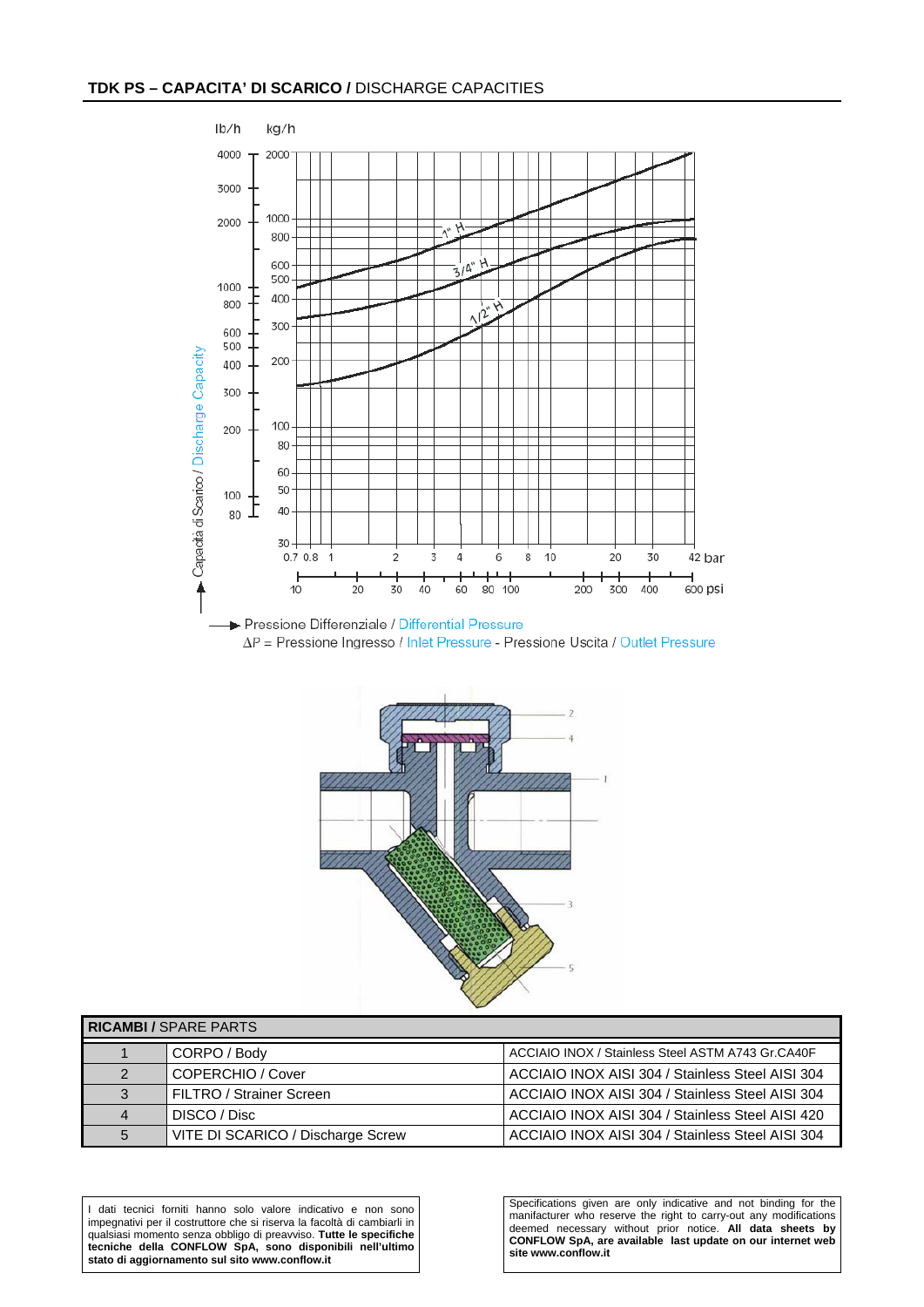## TDK PS – CAPACITA' DI SCARICO / DISCHARGE CAPACITIES

lb/h kg/h

4000 2000
3000
2000 1000
800
600
1000 500
800 400
600 300
500
400 200
300
200 100
80
60
100 50
80 40
30

1" H
3/4" H
1/2" H

Capacità di Scarico / Discharge Capacity

0.7 0.8 1 2 3 4 6 8 10 20 30 42 bar

10 20 30 40 60 80 100 200 300 400 600 psi

Pressione Differenziale / Differential Pressure

ΔP = Pressione Ingresso / Inlet Pressure - Pressione Uscita / Outlet Pressure

2
4
1
3
5

| RICAMBI / SPARE PARTS | | |
|---|---|---|
| 1 | CORPO / Body | ACCIAIO INOX / Stainless Steel ASTM A743 Gr.CA40F |
| 2 | COPERCHIO / Cover | ACCIAIO INOX AISI 304 / Stainless Steel AISI 304 |
| 3 | FILTRO / Strainer Screen | ACCIAIO INOX AISI 304 / Stainless Steel AISI 304 |
| 4 | DISCO / Disc | ACCIAIO INOX AISI 304 / Stainless Steel AISI 420 |
| 5 | VITE DI SCARICO / Discharge Screw | ACCIAIO INOX AISI 304 / Stainless Steel AISI 304 |

I dati tecnici forniti hanno solo valore indicativo e non sono impegnativi per il costruttore che si riserva la facoltà di cambiarli in qualsiasi momento senza obbligo di preavviso. **Tutte le specifiche tecniche della CONFLOW SpA, sono disponibili nell'ultimo stato di aggiornamento sul sito www.conflow.it**

Specifications given are only indicative and not binding for the manufacturer who reserve the right to carry-out any modifications deemed necessary without prior notice. **All data sheets by CONFLOW SpA, are available last update on our internet web site www.conflow.it**